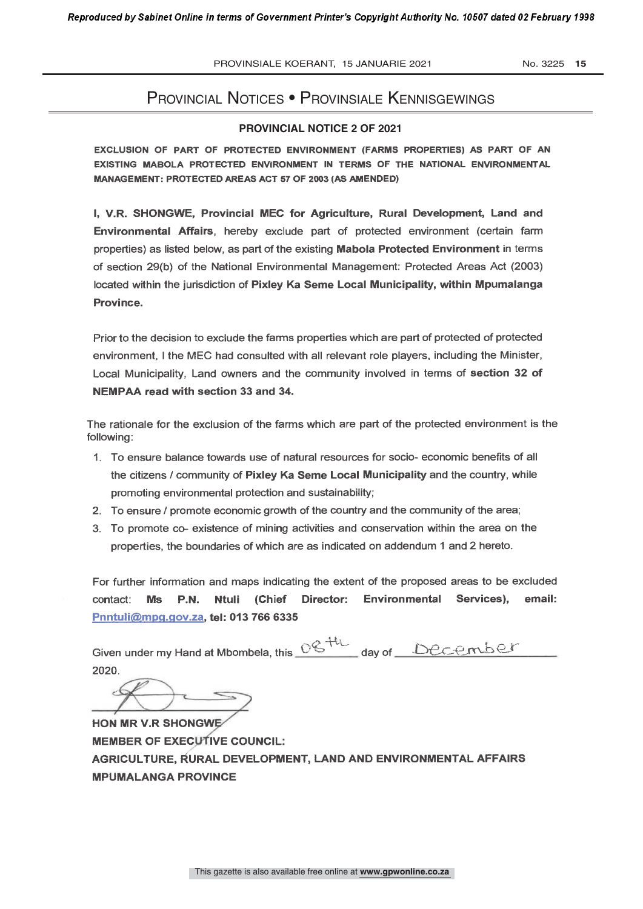# Provincial Notices • Provinsiale Kennisgewings

## PROVINCIAL NOTICE 2 OF 2021

**EXCLUSION OF PART OF PROTECTED ENVIRONMENT (FARMS PROPERTIES) AS PART OF AN EXISTING MABOLA PROTECTED ENVIRONMENT IN TERMS OF THE NATIONAL ENVIRONMENTAL MANAGEMENT: PROTECTED AREAS ACT 57 OF 2003 (AS AMENDED)**

**I, V.R. SHONGWE, Provincial MEC for Agriculture, Rural Development, Land and Environmental Affairs**, hereby exclude part of protected environment (certain farm properties) as listed below, as part of the existing **Mabola Protected Environment** in terms of section 29(b) of the National Environmental Management: Protected Areas Act (2003) located within the jurisdiction of **Pixley Ka Seme Local Municipality, within Mpumalanga Province.**

Prior to the decision to exclude the farms properties which are part of protected of protected environment, I the MEC had consulted with all relevant role players, including the Minister, Local Municipality, Land owners and the community involved in terms of **section 32 of NEMPAA read with section 33 and 34.**

The rationale for the exclusion of the farms which are part of the protected environment is the following:

1. To ensure balance towards use of natural resources for socio- economic benefits of all the citizens / community of **Pixley Ka Seme Local Municipality** and the country, while promoting environmental protection and sustainability;
2. To ensure / promote economic growth of the country and the community of the area;
3. To promote co- existence of mining activities and conservation within the area on the properties, the boundaries of which are as indicated on addendum 1 and 2 hereto.

For further information and maps indicating the extent of the proposed areas to be excluded contact: **Ms P.N. Ntuli (Chief Director: Environmental Services), email: Pnntuli@mpg.gov.za, tel: 013 766 6335**

Given under my Hand at Mbombela, this 08th day of December 2020.

**HON MR V.R SHONGWE**
**MEMBER OF EXECUTIVE COUNCIL:**
**AGRICULTURE, RURAL DEVELOPMENT, LAND AND ENVIRONMENTAL AFFAIRS**
**MPUMALANGA PROVINCE**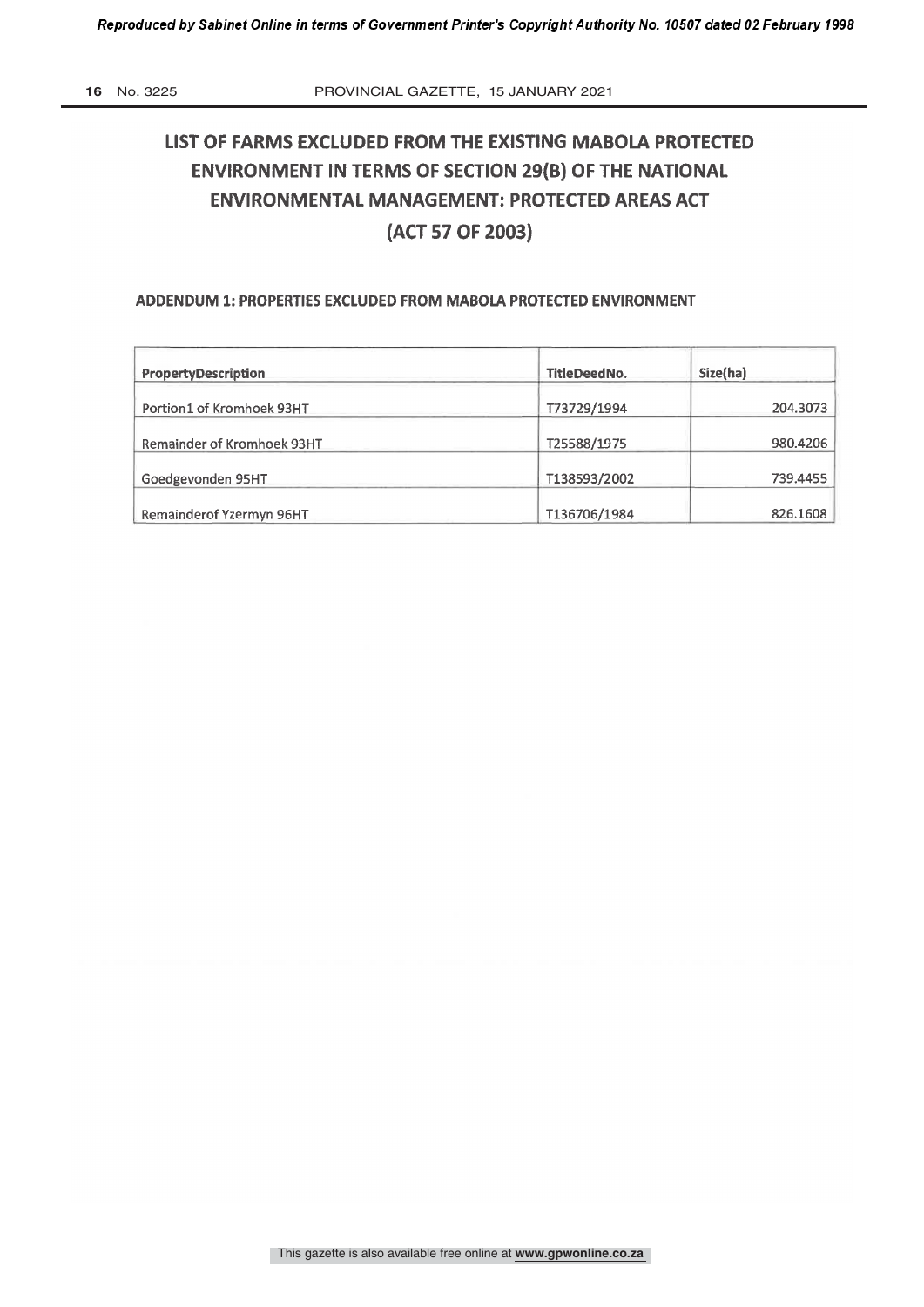# LIST OF FARMS EXCLUDED FROM THE EXISTING MABOLA PROTECTED ENVIRONMENT IN TERMS OF SECTION 29(B) OF THE NATIONAL ENVIRONMENTAL MANAGEMENT: PROTECTED AREAS ACT (ACT 57 OF 2003)

**ADDENDUM 1: PROPERTIES EXCLUDED FROM MABOLA PROTECTED ENVIRONMENT**

| PropertyDescription | TitleDeedNo. | Size(ha) |
|---|---|---|
| Portion1 of Kromhoek 93HT | T73729/1994 | 204.3073 |
| Remainder of Kromhoek 93HT | T25588/1975 | 980.4206 |
| Goedgevonden 95HT | T138593/2002 | 739.4455 |
| Remainderof Yzermyn 96HT | T136706/1984 | 826.1608 |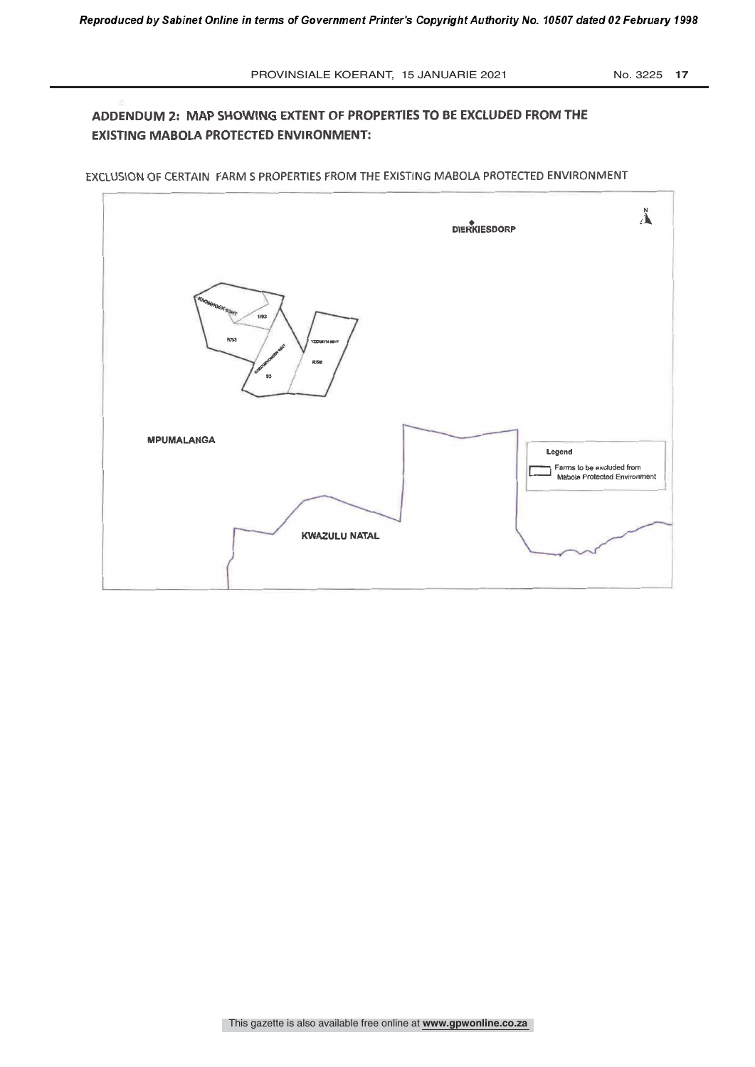## ADDENDUM 2: MAP SHOWING EXTENT OF PROPERTIES TO BE EXCLUDED FROM THE EXISTING MABOLA PROTECTED ENVIRONMENT:

EXCLUSION OF CERTAIN FARM S PROPERTIES FROM THE EXISTING MABOLA PROTECTED ENVIRONMENT

N

DIERKIESDORP

KROMHOEK 93HT

1/93

R/93

GOEDGEVONDEN 95HT

95

YZERMYN 96HT

R/96

MPUMALANGA

KWAZULU NATAL

Legend

Farms to be excluded from Mabola Protected Environment